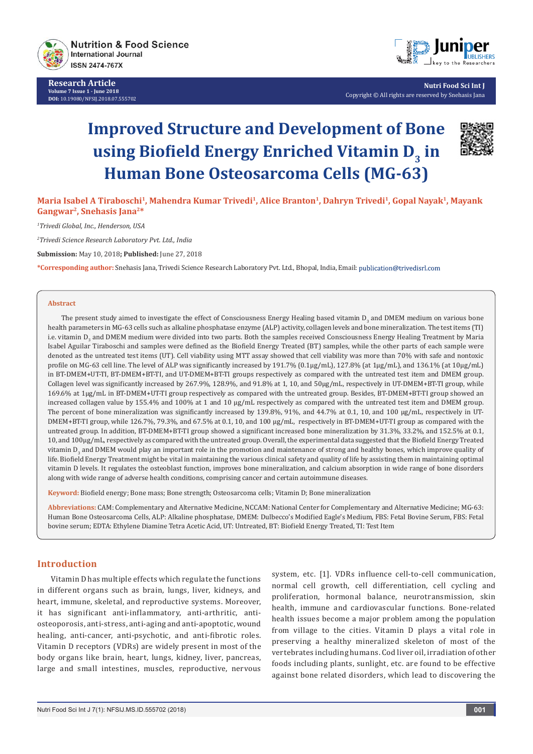Research Article
Volume 7 Issue 1 - June 2018
DOI: 10.19080/NFSIJ.2018.07.555702

Copyright © All rights are reserved by Snehasis Jana

# Improved Structure and Development of Bone using Biofield Energy Enriched Vitamin $D_3$ in Human Bone Osteosarcoma Cells (MG-63)

**Maria Isabel A Tiraboschi[1], Mahendra Kumar Trivedi[1], Alice Branton[1], Dahryn Trivedi[1], Gopal Nayak[1], Mayank Gangwar[2], Snehasis Jana[2]\***

*[1]Trivedi Global, Inc., Henderson, USA*

*[2]Trivedi Science Research Laboratory Pvt. Ltd., India*

**Submission:** May 10, 2018; **Published:** June 27, 2018

**\*Corresponding author:** Snehasis Jana, Trivedi Science Research Laboratory Pvt. Ltd., Bhopal, India, Email: publication@trivedisrl.com

## Abstract

The present study aimed to investigate the effect of Consciousness Energy Healing based vitamin $D_3$ and DMEM medium on various bone health parameters in MG-63 cells such as alkaline phosphatase enzyme (ALP) activity, collagen levels and bone mineralization. The test items (TI) i.e. vitamin $D_3$ and DMEM medium were divided into two parts. Both the samples received Consciousness Energy Healing Treatment by Maria Isabel Aguilar Tiraboschi and samples were defined as the Biofield Energy Treated (BT) samples, while the other parts of each sample were denoted as the untreated test items (UT). Cell viability using MTT assay showed that cell viability was more than 70% with safe and nontoxic profile on MG-63 cell line. The level of ALP was significantly increased by 191.7% (0.1µg/mL), 127.8% (at 1µg/mL), and 136.1% (at 10µg/mL) in BT-DMEM+UT-TI, BT-DMEM+BT-TI, and UT-DMEM+BT-TI groups respectively as compared with the untreated test item and DMEM group. Collagen level was significantly increased by 267.9%, 128.9%, and 91.8% at 1, 10, and 50µg/mL, respectively in UT-DMEM+BT-TI group, while 169.6% at 1µg/mL in BT-DMEM+UT-TI group respectively as compared with the untreated group. Besides, BT-DMEM+BT-TI group showed an increased collagen value by 155.4% and 100% at 1 and 10 µg/mL respectively as compared with the untreated test item and DMEM group. The percent of bone mineralization was significantly increased by 139.8%, 91%, and 44.7% at 0.1, 10, and 100 µg/mL, respectively in UT-DMEM+BT-TI group, while 126.7%, 79.3%, and 67.5% at 0.1, 10, and 100 µg/mL, respectively in BT-DMEM+UT-TI group as compared with the untreated group. In addition, BT-DMEM+BT-TI group showed a significant increased bone mineralization by 31.3%, 33.2%, and 152.5% at 0.1, 10, and 100µg/mL, respectively as compared with the untreated group. Overall, the experimental data suggested that the Biofield Energy Treated vitamin $D_3$ and DMEM would play an important role in the promotion and maintenance of strong and healthy bones, which improve quality of life. Biofield Energy Treatment might be vital in maintaining the various clinical safety and quality of life by assisting them in maintaining optimal vitamin D levels. It regulates the osteoblast function, improves bone mineralization, and calcium absorption in wide range of bone disorders along with wide range of adverse health conditions, comprising cancer and certain autoimmune diseases.

**Keyword:** Biofield energy; Bone mass; Bone strength; Osteosarcoma cells; Vitamin D; Bone mineralization

**Abbreviations:** CAM: Complementary and Alternative Medicine, NCCAM: National Center for Complementary and Alternative Medicine; MG-63: Human Bone Osteosarcoma Cells, ALP: Alkaline phosphatase, DMEM: Dulbecco's Modified Eagle's Medium, FBS: Fetal Bovine Serum, FBS: Fetal bovine serum; EDTA: Ethylene Diamine Tetra Acetic Acid, UT: Untreated, BT: Biofield Energy Treated, TI: Test Item

## Introduction

Vitamin D has multiple effects which regulate the functions in different organs such as brain, lungs, liver, kidneys, and heart, immune, skeletal, and reproductive systems. Moreover, it has significant anti-inflammatory, anti-arthritic, anti-osteoporosis, anti-stress, anti-aging and anti-apoptotic, wound healing, anti-cancer, anti-psychotic, and anti-fibrotic roles. Vitamin D receptors (VDRs) are widely present in most of the body organs like brain, heart, lungs, kidney, liver, pancreas, large and small intestines, muscles, reproductive, nervous system, etc. [1]. VDRs influence cell-to-cell communication, normal cell growth, cell differentiation, cell cycling and proliferation, hormonal balance, neurotransmission, skin health, immune and cardiovascular functions. Bone-related health issues become a major problem among the population from village to the cities. Vitamin D plays a vital role in preserving a healthy mineralized skeleton of most of the vertebrates including humans. Cod liver oil, irradiation of other foods including plants, sunlight, etc. are found to be effective against bone related disorders, which lead to discovering the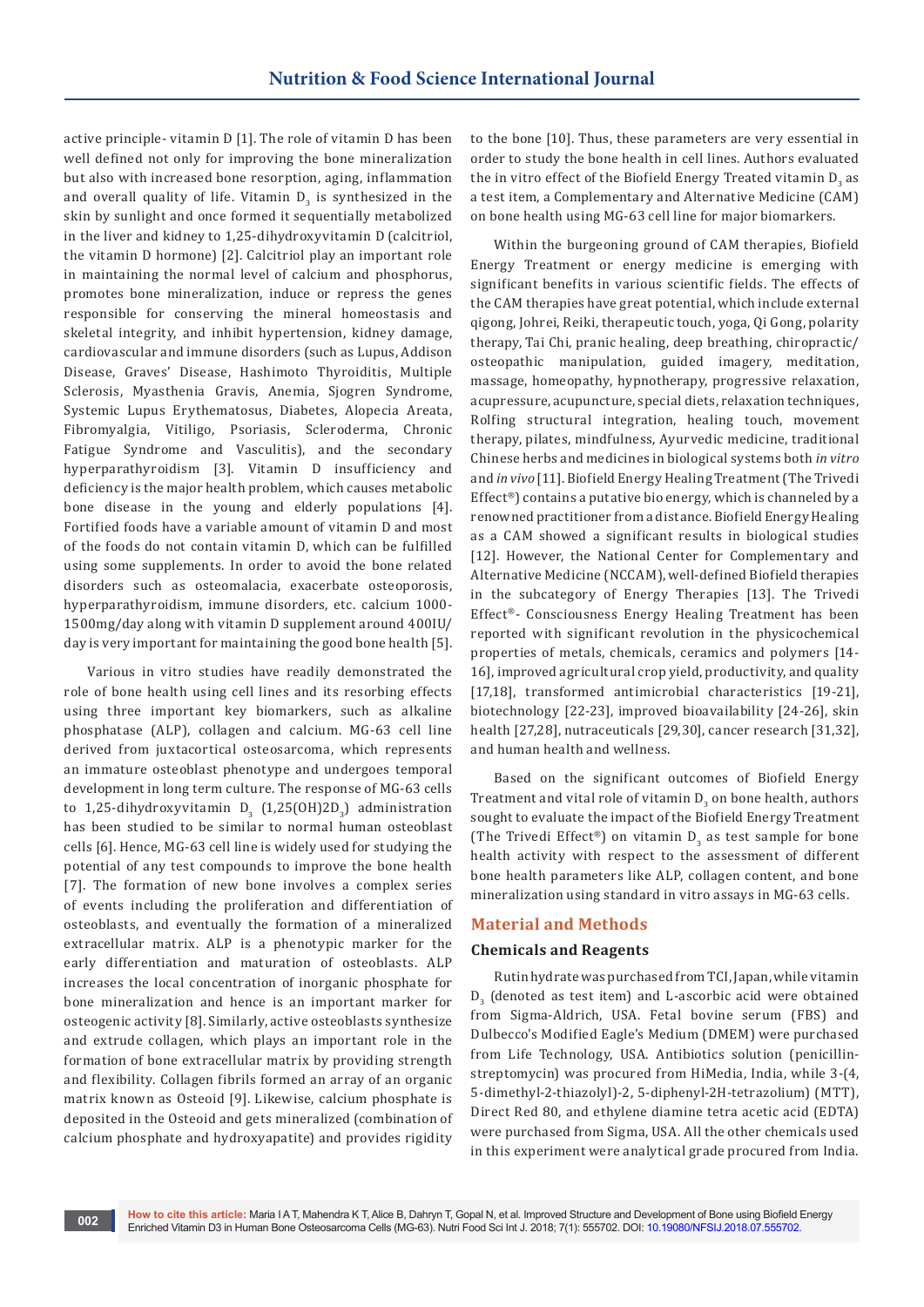active principle- vitamin D [1]. The role of vitamin D has been well defined not only for improving the bone mineralization but also with increased bone resorption, aging, inflammation and overall quality of life. Vitamin $D_3$ is synthesized in the skin by sunlight and once formed it sequentially metabolized in the liver and kidney to 1,25-dihydroxyvitamin D (calcitriol, the vitamin D hormone) [2]. Calcitriol play an important role in maintaining the normal level of calcium and phosphorus, promotes bone mineralization, induce or repress the genes responsible for conserving the mineral homeostasis and skeletal integrity, and inhibit hypertension, kidney damage, cardiovascular and immune disorders (such as Lupus, Addison Disease, Graves' Disease, Hashimoto Thyroiditis, Multiple Sclerosis, Myasthenia Gravis, Anemia, Sjogren Syndrome, Systemic Lupus Erythematosus, Diabetes, Alopecia Areata, Fibromyalgia, Vitiligo, Psoriasis, Scleroderma, Chronic Fatigue Syndrome and Vasculitis), and the secondary hyperparathyroidism [3]. Vitamin D insufficiency and deficiency is the major health problem, which causes metabolic bone disease in the young and elderly populations [4]. Fortified foods have a variable amount of vitamin D and most of the foods do not contain vitamin D, which can be fulfilled using some supplements. In order to avoid the bone related disorders such as osteomalacia, exacerbate osteoporosis, hyperparathyroidism, immune disorders, etc. calcium 1000-1500mg/day along with vitamin D supplement around 400IU/day is very important for maintaining the good bone health [5].

Various in vitro studies have readily demonstrated the role of bone health using cell lines and its resorbing effects using three important key biomarkers, such as alkaline phosphatase (ALP), collagen and calcium. MG-63 cell line derived from juxtacortical osteosarcoma, which represents an immature osteoblast phenotype and undergoes temporal development in long term culture. The response of MG-63 cells to 1,25-dihydroxyvitamin $D_3$ ($1,25(OH)2D_3$) administration has been studied to be similar to normal human osteoblast cells [6]. Hence, MG-63 cell line is widely used for studying the potential of any test compounds to improve the bone health [7]. The formation of new bone involves a complex series of events including the proliferation and differentiation of osteoblasts, and eventually the formation of a mineralized extracellular matrix. ALP is a phenotypic marker for the early differentiation and maturation of osteoblasts. ALP increases the local concentration of inorganic phosphate for bone mineralization and hence is an important marker for osteogenic activity [8]. Similarly, active osteoblasts synthesize and extrude collagen, which plays an important role in the formation of bone extracellular matrix by providing strength and flexibility. Collagen fibrils formed an array of an organic matrix known as Osteoid [9]. Likewise, calcium phosphate is deposited in the Osteoid and gets mineralized (combination of calcium phosphate and hydroxyapatite) and provides rigidity to the bone [10]. Thus, these parameters are very essential in order to study the bone health in cell lines. Authors evaluated the in vitro effect of the Biofield Energy Treated vitamin $D_3$ as a test item, a Complementary and Alternative Medicine (CAM) on bone health using MG-63 cell line for major biomarkers.

Within the burgeoning ground of CAM therapies, Biofield Energy Treatment or energy medicine is emerging with significant benefits in various scientific fields. The effects of the CAM therapies have great potential, which include external qigong, Johrei, Reiki, therapeutic touch, yoga, Qi Gong, polarity therapy, Tai Chi, pranic healing, deep breathing, chiropractic/osteopathic manipulation, guided imagery, meditation, massage, homeopathy, hypnotherapy, progressive relaxation, acupressure, acupuncture, special diets, relaxation techniques, Rolfing structural integration, healing touch, movement therapy, pilates, mindfulness, Ayurvedic medicine, traditional Chinese herbs and medicines in biological systems both *in vitro* and *in vivo* [11]. Biofield Energy Healing Treatment (The Trivedi Effect®) contains a putative bio energy, which is channeled by a renowned practitioner from a distance. Biofield Energy Healing as a CAM showed a significant results in biological studies [12]. However, the National Center for Complementary and Alternative Medicine (NCCAM), well-defined Biofield therapies in the subcategory of Energy Therapies [13]. The Trivedi Effect®- Consciousness Energy Healing Treatment has been reported with significant revolution in the physicochemical properties of metals, chemicals, ceramics and polymers [14-16], improved agricultural crop yield, productivity, and quality [17,18], transformed antimicrobial characteristics [19-21], biotechnology [22-23], improved bioavailability [24-26], skin health [27,28], nutraceuticals [29,30], cancer research [31,32], and human health and wellness.

Based on the significant outcomes of Biofield Energy Treatment and vital role of vitamin $D_3$ on bone health, authors sought to evaluate the impact of the Biofield Energy Treatment (The Trivedi Effect®) on vitamin $D_3$ as test sample for bone health activity with respect to the assessment of different bone health parameters like ALP, collagen content, and bone mineralization using standard in vitro assays in MG-63 cells.

## Material and Methods

### Chemicals and Reagents

Rutin hydrate was purchased from TCI, Japan, while vitamin $D_3$ (denoted as test item) and L-ascorbic acid were obtained from Sigma-Aldrich, USA. Fetal bovine serum (FBS) and Dulbecco's Modified Eagle's Medium (DMEM) were purchased from Life Technology, USA. Antibiotics solution (penicillin-streptomycin) was procured from HiMedia, India, while 3-(4, 5-dimethyl-2-thiazolyl)-2, 5-diphenyl-2H-tetrazolium) (MTT), Direct Red 80, and ethylene diamine tetra acetic acid (EDTA) were purchased from Sigma, USA. All the other chemicals used in this experiment were analytical grade procured from India.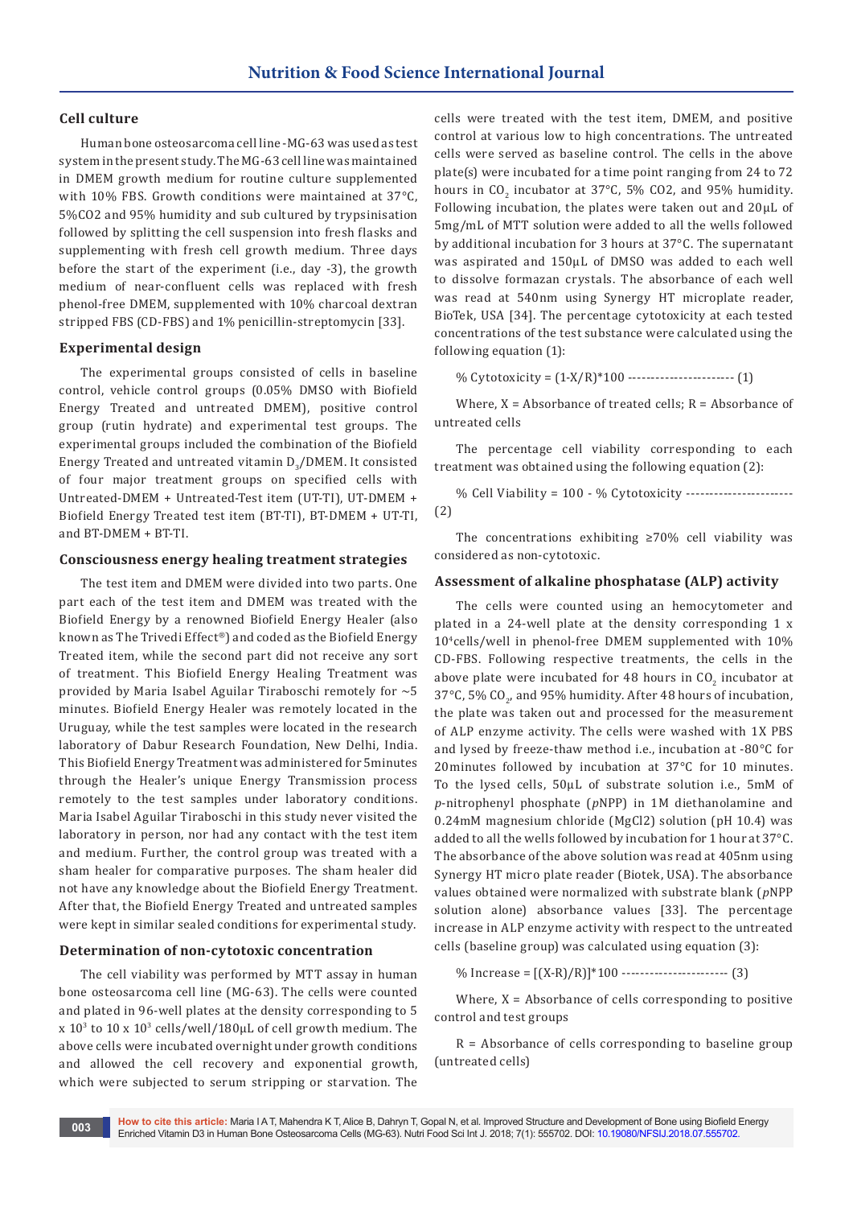### Cell culture

Human bone osteosarcoma cell line -MG-63 was used as test system in the present study. The MG-63 cell line was maintained in DMEM growth medium for routine culture supplemented with 10% FBS. Growth conditions were maintained at 37°C, 5%CO2 and 95% humidity and sub cultured by trypsinisation followed by splitting the cell suspension into fresh flasks and supplementing with fresh cell growth medium. Three days before the start of the experiment (i.e., day -3), the growth medium of near-confluent cells was replaced with fresh phenol-free DMEM, supplemented with 10% charcoal dextran stripped FBS (CD-FBS) and 1% penicillin-streptomycin [33].

### Experimental design

The experimental groups consisted of cells in baseline control, vehicle control groups (0.05% DMSO with Biofield Energy Treated and untreated DMEM), positive control group (rutin hydrate) and experimental test groups. The experimental groups included the combination of the Biofield Energy Treated and untreated vitamin $D_3$/DMEM. It consisted of four major treatment groups on specified cells with Untreated-DMEM + Untreated-Test item (UT-TI), UT-DMEM + Biofield Energy Treated test item (BT-TI), BT-DMEM + UT-TI, and BT-DMEM + BT-TI.

### Consciousness energy healing treatment strategies

The test item and DMEM were divided into two parts. One part each of the test item and DMEM was treated with the Biofield Energy by a renowned Biofield Energy Healer (also known as The Trivedi Effect®) and coded as the Biofield Energy Treated item, while the second part did not receive any sort of treatment. This Biofield Energy Healing Treatment was provided by Maria Isabel Aguilar Tiraboschi remotely for ~5 minutes. Biofield Energy Healer was remotely located in the Uruguay, while the test samples were located in the research laboratory of Dabur Research Foundation, New Delhi, India. This Biofield Energy Treatment was administered for 5minutes through the Healer's unique Energy Transmission process remotely to the test samples under laboratory conditions. Maria Isabel Aguilar Tiraboschi in this study never visited the laboratory in person, nor had any contact with the test item and medium. Further, the control group was treated with a sham healer for comparative purposes. The sham healer did not have any knowledge about the Biofield Energy Treatment. After that, the Biofield Energy Treated and untreated samples were kept in similar sealed conditions for experimental study.

### Determination of non-cytotoxic concentration

The cell viability was performed by MTT assay in human bone osteosarcoma cell line (MG-63). The cells were counted and plated in 96-well plates at the density corresponding to 5 x $10^3$ to 10 x $10^3$ cells/well/180µL of cell growth medium. The above cells were incubated overnight under growth conditions and allowed the cell recovery and exponential growth, which were subjected to serum stripping or starvation. The cells were treated with the test item, DMEM, and positive control at various low to high concentrations. The untreated cells were served as baseline control. The cells in the above plate(s) were incubated for a time point ranging from 24 to 72 hours in $CO_2$ incubator at 37°C, 5% CO2, and 95% humidity. Following incubation, the plates were taken out and 20µL of 5mg/mL of MTT solution were added to all the wells followed by additional incubation for 3 hours at 37°C. The supernatant was aspirated and 150µL of DMSO was added to each well to dissolve formazan crystals. The absorbance of each well was read at 540nm using Synergy HT microplate reader, BioTek, USA [34]. The percentage cytotoxicity at each tested concentrations of the test substance were calculated using the following equation (1):

$$\% \text{ Cytotoxicity} = (1-X/R)*100 \quad (1)$$

Where, X = Absorbance of treated cells; R = Absorbance of untreated cells

The percentage cell viability corresponding to each treatment was obtained using the following equation (2):

$$\% \text{ Cell Viability} = 100 - \% \text{ Cytotoxicity} \quad (2)$$

The concentrations exhibiting ≥70% cell viability was considered as non-cytotoxic.

### Assessment of alkaline phosphatase (ALP) activity

The cells were counted using an hemocytometer and plated in a 24-well plate at the density corresponding 1 x $10^4$cells/well in phenol-free DMEM supplemented with 10% CD-FBS. Following respective treatments, the cells in the above plate were incubated for 48 hours in $CO_2$ incubator at 37°C, 5% $CO_2$, and 95% humidity. After 48 hours of incubation, the plate was taken out and processed for the measurement of ALP enzyme activity. The cells were washed with 1X PBS and lysed by freeze-thaw method i.e., incubation at -80°C for 20minutes followed by incubation at 37°C for 10 minutes. To the lysed cells, 50µL of substrate solution i.e., 5mM of *p*-nitrophenyl phosphate (*p*NPP) in 1M diethanolamine and 0.24mM magnesium chloride (MgCl2) solution (pH 10.4) was added to all the wells followed by incubation for 1 hour at 37°C. The absorbance of the above solution was read at 405nm using Synergy HT micro plate reader (Biotek, USA). The absorbance values obtained were normalized with substrate blank (*p*NPP solution alone) absorbance values [33]. The percentage increase in ALP enzyme activity with respect to the untreated cells (baseline group) was calculated using equation (3):

$$\% \text{ Increase} = [(X-R)/R)]*100 \quad (3)$$

Where, X = Absorbance of cells corresponding to positive control and test groups

R = Absorbance of cells corresponding to baseline group (untreated cells)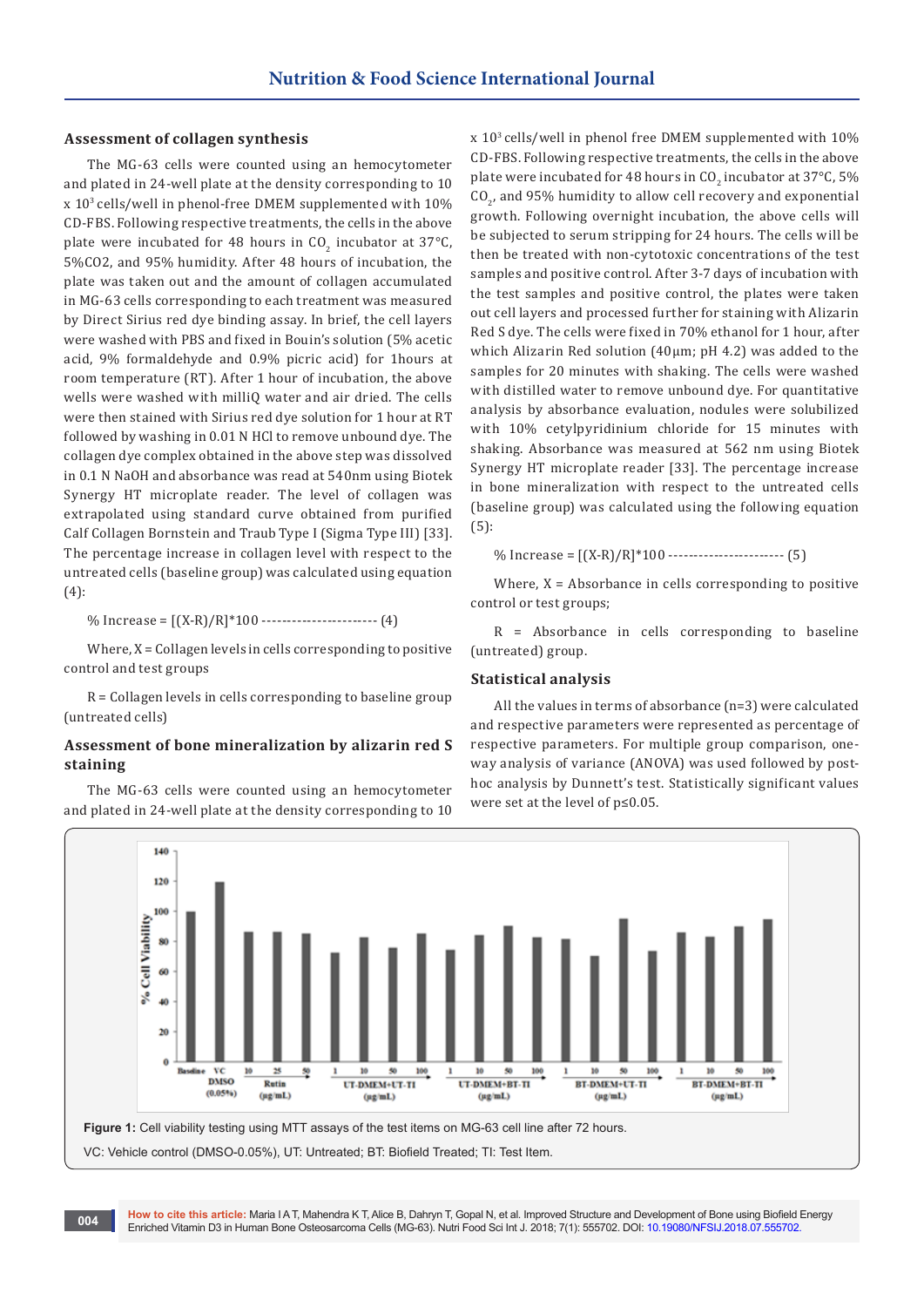### Assessment of collagen synthesis

The MG-63 cells were counted using an hemocytometer and plated in 24-well plate at the density corresponding to 10 x $10^3$ cells/well in phenol-free DMEM supplemented with 10% CD-FBS. Following respective treatments, the cells in the above plate were incubated for 48 hours in $CO_2$ incubator at 37°C, 5%CO2, and 95% humidity. After 48 hours of incubation, the plate was taken out and the amount of collagen accumulated in MG-63 cells corresponding to each treatment was measured by Direct Sirius red dye binding assay. In brief, the cell layers were washed with PBS and fixed in Bouin's solution (5% acetic acid, 9% formaldehyde and 0.9% picric acid) for 1hours at room temperature (RT). After 1 hour of incubation, the above wells were washed with milliQ water and air dried. The cells were then stained with Sirius red dye solution for 1 hour at RT followed by washing in 0.01 N HCl to remove unbound dye. The collagen dye complex obtained in the above step was dissolved in 0.1 N NaOH and absorbance was read at 540nm using Biotek Synergy HT microplate reader. The level of collagen was extrapolated using standard curve obtained from purified Calf Collagen Bornstein and Traub Type I (Sigma Type III) [33]. The percentage increase in collagen level with respect to the untreated cells (baseline group) was calculated using equation (4):

% Increase = [(X-R)/R]*100 ---------------------- (4)

Where, X = Collagen levels in cells corresponding to positive control and test groups

R = Collagen levels in cells corresponding to baseline group (untreated cells)

### Assessment of bone mineralization by alizarin red S staining

The MG-63 cells were counted using an hemocytometer and plated in 24-well plate at the density corresponding to 10 x $10^3$ cells/well in phenol free DMEM supplemented with 10% CD-FBS. Following respective treatments, the cells in the above plate were incubated for 48 hours in $CO_2$ incubator at 37°C, 5% $CO_2$, and 95% humidity to allow cell recovery and exponential growth. Following overnight incubation, the above cells will be subjected to serum stripping for 24 hours. The cells will be then be treated with non-cytotoxic concentrations of the test samples and positive control. After 3-7 days of incubation with the test samples and positive control, the plates were taken out cell layers and processed further for staining with Alizarin Red S dye. The cells were fixed in 70% ethanol for 1 hour, after which Alizarin Red solution (40µm; pH 4.2) was added to the samples for 20 minutes with shaking. The cells were washed with distilled water to remove unbound dye. For quantitative analysis by absorbance evaluation, nodules were solubilized with 10% cetylpyridinium chloride for 15 minutes with shaking. Absorbance was measured at 562 nm using Biotek Synergy HT microplate reader [33]. The percentage increase in bone mineralization with respect to the untreated cells (baseline group) was calculated using the following equation (5):

% Increase = [(X-R)/R]*100 ---------------------- (5)

Where, X = Absorbance in cells corresponding to positive control or test groups;

R = Absorbance in cells corresponding to baseline (untreated) group.

### Statistical analysis

All the values in terms of absorbance (n=3) were calculated and respective parameters were represented as percentage of respective parameters. For multiple group comparison, one-way analysis of variance (ANOVA) was used followed by post-hoc analysis by Dunnett's test. Statistically significant values were set at the level of p≤0.05.

**Figure 1:** Cell viability testing using MTT assays of the test items on MG-63 cell line after 72 hours.

VC: Vehicle control (DMSO-0.05%), UT: Untreated; BT: Biofield Treated; TI: Test Item.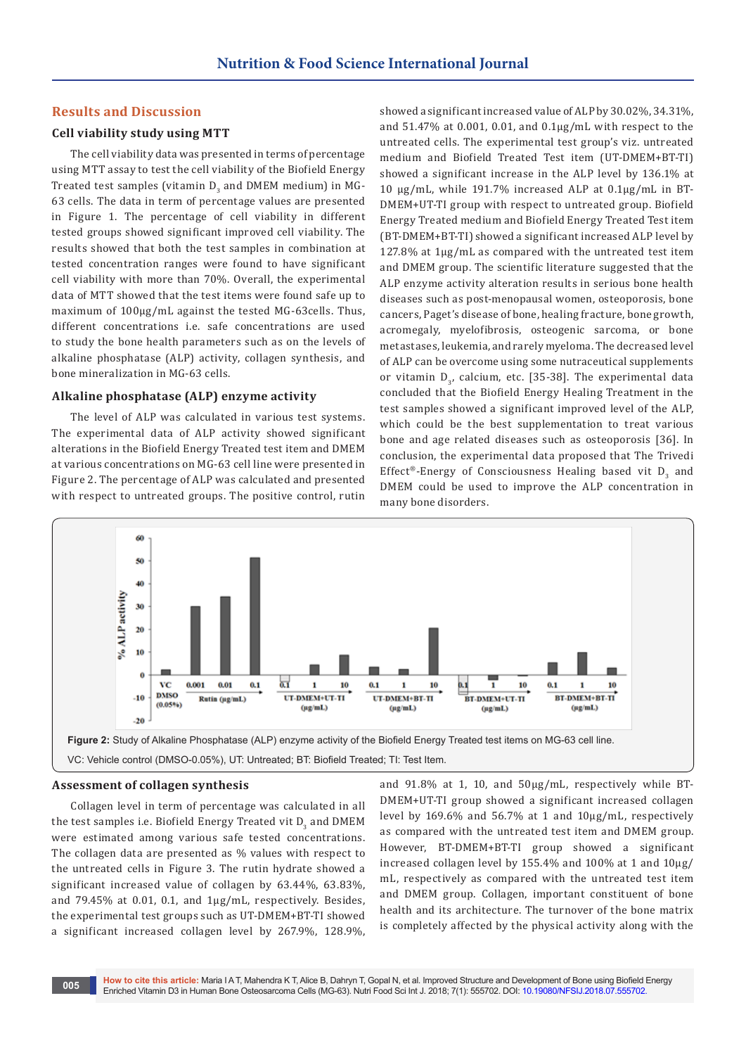## Results and Discussion

### Cell viability study using MTT

The cell viability data was presented in terms of percentage using MTT assay to test the cell viability of the Biofield Energy Treated test samples (vitamin $D_3$ and DMEM medium) in MG-63 cells. The data in term of percentage values are presented in Figure 1. The percentage of cell viability in different tested groups showed significant improved cell viability. The results showed that both the test samples in combination at tested concentration ranges were found to have significant cell viability with more than 70%. Overall, the experimental data of MTT showed that the test items were found safe up to maximum of 100µg/mL against the tested MG-63cells. Thus, different concentrations i.e. safe concentrations are used to study the bone health parameters such as on the levels of alkaline phosphatase (ALP) activity, collagen synthesis, and bone mineralization in MG-63 cells.

### Alkaline phosphatase (ALP) enzyme activity

The level of ALP was calculated in various test systems. The experimental data of ALP activity showed significant alterations in the Biofield Energy Treated test item and DMEM at various concentrations on MG-63 cell line were presented in Figure 2. The percentage of ALP was calculated and presented with respect to untreated groups. The positive control, rutin showed a significant increased value of ALP by 30.02%, 34.31%, and 51.47% at 0.001, 0.01, and 0.1µg/mL with respect to the untreated cells. The experimental test group's viz. untreated medium and Biofield Treated Test item (UT-DMEM+BT-TI) showed a significant increase in the ALP level by 136.1% at 10 µg/mL, while 191.7% increased ALP at 0.1µg/mL in BT-DMEM+UT-TI group with respect to untreated group. Biofield Energy Treated medium and Biofield Energy Treated Test item (BT-DMEM+BT-TI) showed a significant increased ALP level by 127.8% at 1µg/mL as compared with the untreated test item and DMEM group. The scientific literature suggested that the ALP enzyme activity alteration results in serious bone health diseases such as post-menopausal women, osteoporosis, bone cancers, Paget's disease of bone, healing fracture, bone growth, acromegaly, myelofibrosis, osteogenic sarcoma, or bone metastases, leukemia, and rarely myeloma. The decreased level of ALP can be overcome using some nutraceutical supplements or vitamin $D_3$, calcium, etc. [35-38]. The experimental data concluded that the Biofield Energy Healing Treatment in the test samples showed a significant improved level of the ALP, which could be the best supplementation to treat various bone and age related diseases such as osteoporosis [36]. In conclusion, the experimental data proposed that The Trivedi Effect®-Energy of Consciousness Healing based vit $D_3$ and DMEM could be used to improve the ALP concentration in many bone disorders.

**Figure 2:** Study of Alkaline Phosphatase (ALP) enzyme activity of the Biofield Energy Treated test items on MG-63 cell line.

VC: Vehicle control (DMSO-0.05%), UT: Untreated; BT: Biofield Treated; TI: Test Item.

### Assessment of collagen synthesis

Collagen level in term of percentage was calculated in all the test samples i.e. Biofield Energy Treated vit $D_3$ and DMEM were estimated among various safe tested concentrations. The collagen data are presented as % values with respect to the untreated cells in Figure 3. The rutin hydrate showed a significant increased value of collagen by 63.44%, 63.83%, and 79.45% at 0.01, 0.1, and 1µg/mL, respectively. Besides, the experimental test groups such as UT-DMEM+BT-TI showed a significant increased collagen level by 267.9%, 128.9%, and 91.8% at 1, 10, and 50µg/mL, respectively while BT-DMEM+UT-TI group showed a significant increased collagen level by 169.6% and 56.7% at 1 and 10µg/mL, respectively as compared with the untreated test item and DMEM group. However, BT-DMEM+BT-TI group showed a significant increased collagen level by 155.4% and 100% at 1 and 10µg/mL, respectively as compared with the untreated test item and DMEM group. Collagen, important constituent of bone health and its architecture. The turnover of the bone matrix is completely affected by the physical activity along with the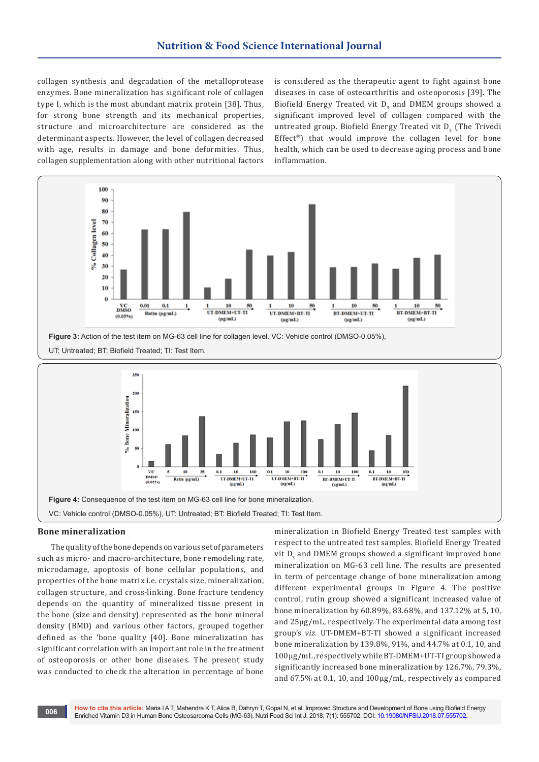collagen synthesis and degradation of the metalloprotease enzymes. Bone mineralization has significant role of collagen type I, which is the most abundant matrix protein [38]. Thus, for strong bone strength and its mechanical properties, structure and microarchitecture are considered as the determinant aspects. However, the level of collagen decreased with age, results in damage and bone deformities. Thus, collagen supplementation along with other nutritional factors is considered as the therapeutic agent to fight against bone diseases in case of osteoarthritis and osteoporosis [39]. The Biofield Energy Treated vit $D_3$ and DMEM groups showed a significant improved level of collagen compared with the untreated group. Biofield Energy Treated vit $D_3$ (The Trivedi Effect®) that would improve the collagen level for bone health, which can be used to decrease aging process and bone inflammation.

**Figure 3:** Action of the test item on MG-63 cell line for collagen level. VC: Vehicle control (DMSO-0.05%), UT: Untreated; BT: Biofield Treated; TI: Test Item.

**Figure 4:** Consequence of the test item on MG-63 cell line for bone mineralization. VC: Vehicle control (DMSO-0.05%), UT: Untreated; BT: Biofield Treated; TI: Test Item.

## Bone mineralization

The quality of the bone depends on various set of parameters such as micro- and macro-architecture, bone remodeling rate, microdamage, apoptosis of bone cellular populations, and properties of the bone matrix i.e. crystals size, mineralization, collagen structure, and cross-linking. Bone fracture tendency depends on the quantity of mineralized tissue present in the bone (size and density) represented as the bone mineral density (BMD) and various other factors, grouped together defined as the 'bone quality [40]. Bone mineralization has significant correlation with an important role in the treatment of osteoporosis or other bone diseases. The present study was conducted to check the alteration in percentage of bone mineralization in Biofield Energy Treated test samples with respect to the untreated test samples. Biofield Energy Treated vit $D_3$ and DMEM groups showed a significant improved bone mineralization on MG-63 cell line. The results are presented in term of percentage change of bone mineralization among different experimental groups in Figure 4. The positive control, rutin group showed a significant increased value of bone mineralization by 60.89%, 83.68%, and 137.12% at 5, 10, and 25µg/mL, respectively. The experimental data among test group's *viz.* UT-DMEM+BT-TI showed a significant increased bone mineralization by 139.8%, 91%, and 44.7% at 0.1, 10, and 100µg/mL, respectively while BT-DMEM+UT-TI group showed a significantly increased bone mineralization by 126.7%, 79.3%, and 67.5% at 0.1, 10, and 100µg/mL, respectively as compared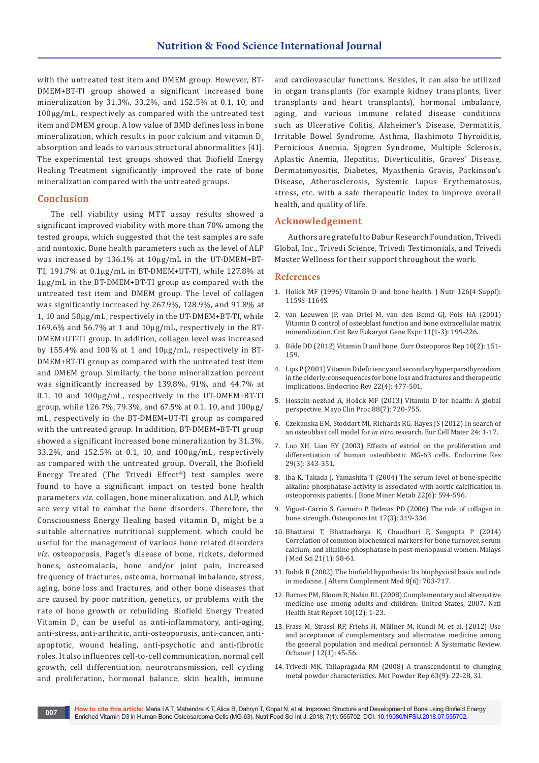with the untreated test item and DMEM group. However, BT-DMEM+BT-TI group showed a significant increased bone mineralization by 31.3%, 33.2%, and 152.5% at 0.1, 10, and 100μg/mL, respectively as compared with the untreated test item and DMEM group. A low value of BMD defines loss in bone mineralization, which results in poor calcium and vitamin $D_3$ absorption and leads to various structural abnormalities [41]. The experimental test groups showed that Biofield Energy Healing Treatment significantly improved the rate of bone mineralization compared with the untreated groups.

## Conclusion

The cell viability using MTT assay results showed a significant improved viability with more than 70% among the tested groups, which suggested that the test samples are safe and nontoxic. Bone health parameters such as the level of ALP was increased by 136.1% at 10μg/mL in the UT-DMEM+BT-TI, 191.7% at 0.1μg/mL in BT-DMEM+UT-TI, while 127.8% at 1μg/mL in the BT-DMEM+BT-TI group as compared with the untreated test item and DMEM group. The level of collagen was significantly increased by 267.9%, 128.9%, and 91.8% at 1, 10 and 50μg/mL, respectively in the UT-DMEM+BT-TI, while 169.6% and 56.7% at 1 and 10μg/mL, respectively in the BT-DMEM+UT-TI group. In addition, collagen level was increased by 155.4% and 100% at 1 and 10μg/mL, respectively in BT-DMEM+BT-TI group as compared with the untreated test item and DMEM group. Similarly, the bone mineralization percent was significantly increased by 139.8%, 91%, and 44.7% at 0.1, 10 and 100μg/mL, respectively in the UT-DMEM+BT-TI group, while 126.7%, 79.3%, and 67.5% at 0.1, 10, and 100μg/mL, respectively in the BT-DMEM+UT-TI group as compared with the untreated group. In addition, BT-DMEM+BT-TI group showed a significant increased bone mineralization by 31.3%, 33.2%, and 152.5% at 0.1, 10, and 100μg/mL, respectively as compared with the untreated group. Overall, the Biofield Energy Treated (The Trivedi Effect®) test samples were found to have a significant impact on tested bone health parameters *viz.* collagen, bone mineralization, and ALP, which are very vital to combat the bone disorders. Therefore, the Consciousness Energy Healing based vitamin $D_3$ might be a suitable alternative nutritional supplement, which could be useful for the management of various bone related disorders *viz.* osteoporosis, Paget's disease of bone, rickets, deformed bones, osteomalacia, bone and/or joint pain, increased frequency of fractures, osteoma, hormonal imbalance, stress, aging, bone loss and fractures, and other bone diseases that are caused by poor nutrition, genetics, or problems with the rate of bone growth or rebuilding. Biofield Energy Treated Vitamin $D_3$ can be useful as anti-inflammatory, anti-aging, anti-stress, anti-arthritic, anti-osteoporosis, anti-cancer, anti-apoptotic, wound healing, anti-psychotic and anti-fibrotic roles. It also influences cell-to-cell communication, normal cell growth, cell differentiation, neurotransmission, cell cycling and proliferation, hormonal balance, skin health, immune and cardiovascular functions. Besides, it can also be utilized in organ transplants (for example kidney transplants, liver transplants and heart transplants), hormonal imbalance, aging, and various immune related disease conditions such as Ulcerative Colitis, Alzheimer's Disease, Dermatitis, Irritable Bowel Syndrome, Asthma, Hashimoto Thyroiditis, Pernicious Anemia, Sjogren Syndrome, Multiple Sclerosis, Aplastic Anemia, Hepatitis, Diverticulitis, Graves' Disease, Dermatomyositis, Diabetes, Myasthenia Gravis, Parkinson's Disease, Atherosclerosis, Systemic Lupus Erythematosus, stress, etc. with a safe therapeutic index to improve overall health, and quality of life.

## Acknowledgement

Authors are grateful to Dabur Research Foundation, Trivedi Global, Inc., Trivedi Science, Trivedi Testimonials, and Trivedi Master Wellness for their support throughout the work.

## References

1. Holick MF (1996) Vitamin D and bone health. J Nutr 126(4 Suppl): 1159S-1164S.
2. van Leeuwen JP, van Driel M, van den Bemd GJ, Pols HA (2001) Vitamin D control of osteoblast function and bone extracellular matrix mineralization. Crit Rev Eukaryot Gene Expr 11(1-3): 199-226.
3. Bikle DD (2012) Vitamin D and bone. Curr Osteoporos Rep 10(2): 151-159.
4. Lips P (2001) Vitamin D deficiency and secondary hyperparathyroidism in the elderly: consequences for bone loss and fractures and therapeutic implications. Endocrine Rev 22(4): 477-501.
5. Hossein-nezhad A, Holick MF (2013) Vitamin D for health: A global perspective. Mayo Clin Proc 88(7): 720-755.
6. Czekanska EM, Stoddart MJ, Richards RG, Hayes JS (2012) In search of an osteoblast cell model for *in vitro* research. Eur Cell Mater 24: 1-17.
7. Luo XH, Liao EY (2003) Effects of estriol on the proliferation and differentiation of human osteoblastic MG-63 cells. Endocrine Res 29(3): 343-351.
8. Iba K, Takada J, Yamashita T (2004) The serum level of bone-specific alkaline phosphatase activity is associated with aortic calcification in osteoporosis patients. J Bone Miner Metab 22(6): 594-596.
9. Viguet-Carrin S, Garnero P, Delmas PD (2006) The role of collagen in bone strength. Osteoporos Int 17(3): 319-336.
10. Bhattarai T, Bhattacharya K, Chaudhuri P, Sengupta P (2014) Correlation of common biochemical markers for bone turnover, serum calcium, and alkaline phosphatase in post-menopausal women. Malays J Med Sci 21(1): 58-61.
11. Rubik B (2002) The biofield hypothesis: Its biophysical basis and role in medicine. J Altern Complement Med 8(6): 703-717.
12. Barnes PM, Bloom B, Nahin RL (2008) Complementary and alternative medicine use among adults and children: United States, 2007. Natl Health Stat Report 10(12): 1-23.
13. Frass M, Strassl RP, Friehs H, Müllner M, Kundi M, et al. (2012) Use and acceptance of complementary and alternative medicine among the general population and medical personnel: A Systematic Review. Ochsner J 12(1): 45-56.
14. Trivedi MK, Tallapragada RM (2008) A transcendental to changing metal powder characteristics. Met Powder Rep 63(9): 22-28, 31.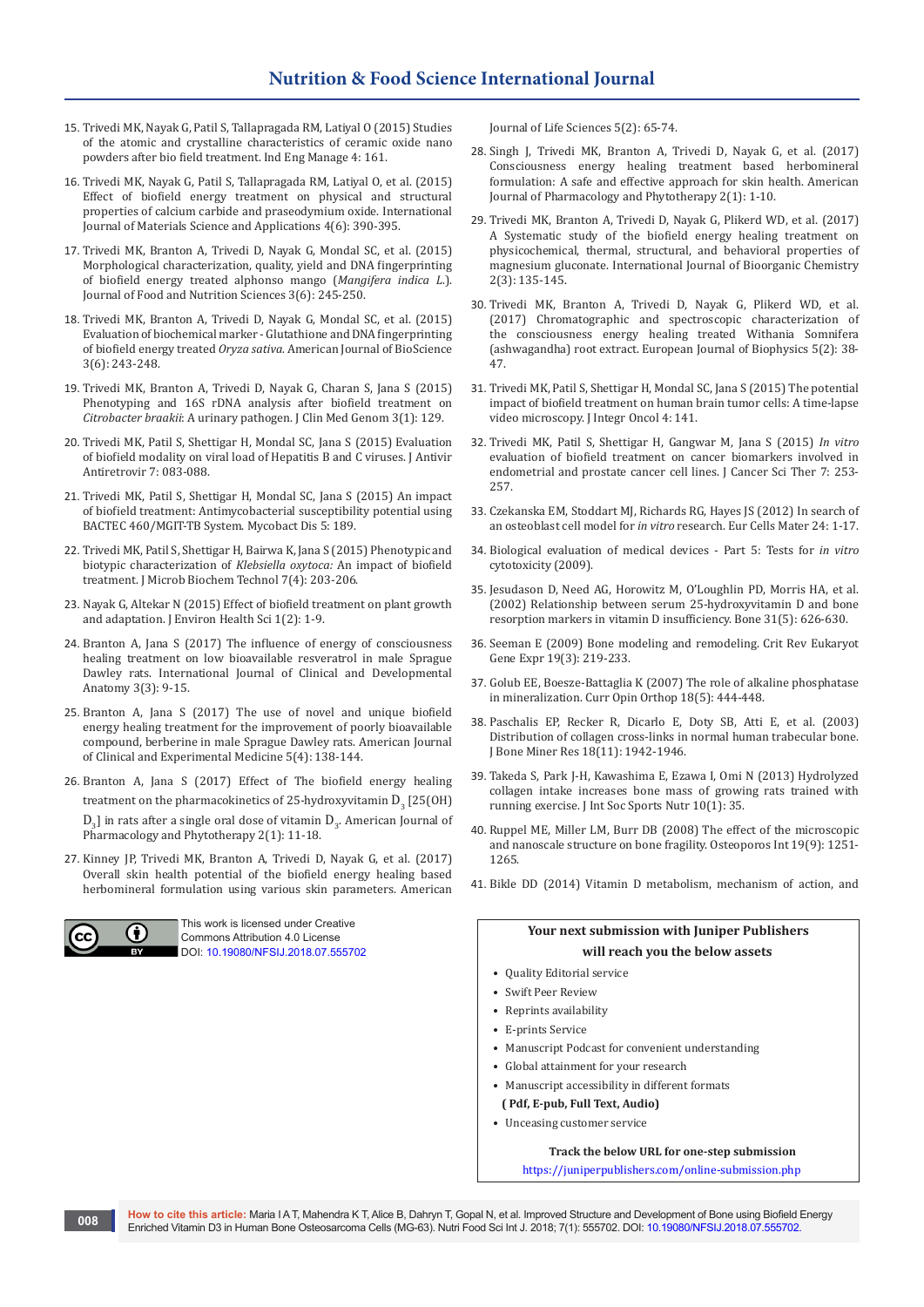15. Trivedi MK, Nayak G, Patil S, Tallapragada RM, Latiyal O (2015) Studies of the atomic and crystalline characteristics of ceramic oxide nano powders after bio field treatment. Ind Eng Manage 4: 161.
16. Trivedi MK, Nayak G, Patil S, Tallapragada RM, Latiyal O, et al. (2015) Effect of biofield energy treatment on physical and structural properties of calcium carbide and praseodymium oxide. International Journal of Materials Science and Applications 4(6): 390-395.
17. Trivedi MK, Branton A, Trivedi D, Nayak G, Mondal SC, et al. (2015) Morphological characterization, quality, yield and DNA fingerprinting of biofield energy treated alphonso mango (*Mangifera indica L.*). Journal of Food and Nutrition Sciences 3(6): 245-250.
18. Trivedi MK, Branton A, Trivedi D, Nayak G, Mondal SC, et al. (2015) Evaluation of biochemical marker - Glutathione and DNA fingerprinting of biofield energy treated *Oryza sativa*. American Journal of BioScience 3(6): 243-248.
19. Trivedi MK, Branton A, Trivedi D, Nayak G, Charan S, Jana S (2015) Phenotyping and 16S rDNA analysis after biofield treatment on *Citrobacter braakii*: A urinary pathogen. J Clin Med Genom 3(1): 129.
20. Trivedi MK, Patil S, Shettigar H, Mondal SC, Jana S (2015) Evaluation of biofield modality on viral load of Hepatitis B and C viruses. J Antivir Antiretrovir 7: 083-088.
21. Trivedi MK, Patil S, Shettigar H, Mondal SC, Jana S (2015) An impact of biofield treatment: Antimycobacterial susceptibility potential using BACTEC 460/MGIT-TB System. Mycobact Dis 5: 189.
22. Trivedi MK, Patil S, Shettigar H, Bairwa K, Jana S (2015) Phenotypic and biotypic characterization of *Klebsiella oxytoca:* An impact of biofield treatment. J Microb Biochem Technol 7(4): 203-206.
23. Nayak G, Altekar N (2015) Effect of biofield treatment on plant growth and adaptation. J Environ Health Sci 1(2): 1-9.
24. Branton A, Jana S (2017) The influence of energy of consciousness healing treatment on low bioavailable resveratrol in male Sprague Dawley rats. International Journal of Clinical and Developmental Anatomy 3(3): 9-15.
25. Branton A, Jana S (2017) The use of novel and unique biofield energy healing treatment for the improvement of poorly bioavailable compound, berberine in male Sprague Dawley rats. American Journal of Clinical and Experimental Medicine 5(4): 138-144.
26. Branton A, Jana S (2017) Effect of The biofield energy healing treatment on the pharmacokinetics of 25-hydroxyvitamin $D_3$ [25(OH)$D_3$] in rats after a single oral dose of vitamin $D_3$. American Journal of Pharmacology and Phytotherapy 2(1): 11-18.
27. Kinney JP, Trivedi MK, Branton A, Trivedi D, Nayak G, et al. (2017) Overall skin health potential of the biofield energy healing based herbomineral formulation using various skin parameters. American Journal of Life Sciences 5(2): 65-74.
28. Singh J, Trivedi MK, Branton A, Trivedi D, Nayak G, et al. (2017) Consciousness energy healing treatment based herbomineral formulation: A safe and effective approach for skin health. American Journal of Pharmacology and Phytotherapy 2(1): 1-10.
29. Trivedi MK, Branton A, Trivedi D, Nayak G, Plikerd WD, et al. (2017) A Systematic study of the biofield energy healing treatment on physicochemical, thermal, structural, and behavioral properties of magnesium gluconate. International Journal of Bioorganic Chemistry 2(3): 135-145.
30. Trivedi MK, Branton A, Trivedi D, Nayak G, Plikerd WD, et al. (2017) Chromatographic and spectroscopic characterization of the consciousness energy healing treated Withania Somnifera (ashwagandha) root extract. European Journal of Biophysics 5(2): 38-47.
31. Trivedi MK, Patil S, Shettigar H, Mondal SC, Jana S (2015) The potential impact of biofield treatment on human brain tumor cells: A time-lapse video microscopy. J Integr Oncol 4: 141.
32. Trivedi MK, Patil S, Shettigar H, Gangwar M, Jana S (2015) *In vitro* evaluation of biofield treatment on cancer biomarkers involved in endometrial and prostate cancer cell lines. J Cancer Sci Ther 7: 253-257.
33. Czekanska EM, Stoddart MJ, Richards RG, Hayes JS (2012) In search of an osteoblast cell model for *in vitro* research. Eur Cells Mater 24: 1-17.
34. Biological evaluation of medical devices - Part 5: Tests for *in vitro* cytotoxicity (2009).
35. Jesudason D, Need AG, Horowitz M, O'Loughlin PD, Morris HA, et al. (2002) Relationship between serum 25-hydroxyvitamin D and bone resorption markers in vitamin D insufficiency. Bone 31(5): 626-630.
36. Seeman E (2009) Bone modeling and remodeling. Crit Rev Eukaryot Gene Expr 19(3): 219-233.
37. Golub EE, Boesze-Battaglia K (2007) The role of alkaline phosphatase in mineralization. Curr Opin Orthop 18(5): 444-448.
38. Paschalis EP, Recker R, Dicarlo E, Doty SB, Atti E, et al. (2003) Distribution of collagen cross-links in normal human trabecular bone. J Bone Miner Res 18(11): 1942-1946.
39. Takeda S, Park J-H, Kawashima E, Ezawa I, Omi N (2013) Hydrolyzed collagen intake increases bone mass of growing rats trained with running exercise. J Int Soc Sports Nutr 10(1): 35.
40. Ruppel ME, Miller LM, Burr DB (2008) The effect of the microscopic and nanoscale structure on bone fragility. Osteoporos Int 19(9): 1251-1265.
41. Bikle DD (2014) Vitamin D metabolism, mechanism of action, and

This work is licensed under Creative Commons Attribution 4.0 License
DOI: 10.19080/NFSIJ.2018.07.555702

**Your next submission with Juniper Publishers will reach you the below assets**

- Quality Editorial service
- Swift Peer Review
- Reprints availability
- E-prints Service
- Manuscript Podcast for convenient understanding
- Global attainment for your research
- Manuscript accessibility in different formats
  **( Pdf, E-pub, Full Text, Audio)**
- Unceasing customer service

**Track the below URL for one-step submission**
https://juniperpublishers.com/online-submission.php

**How to cite this article:** Maria I A T, Mahendra K T, Alice B, Dahryn T, Gopal N, et al. Improved Structure and Development of Bone using Biofield Energy Enriched Vitamin D3 in Human Bone Osteosarcoma Cells (MG-63). Nutri Food Sci Int J. 2018; 7(1): 555702. DOI: 10.19080/NFSIJ.2018.07.555702.